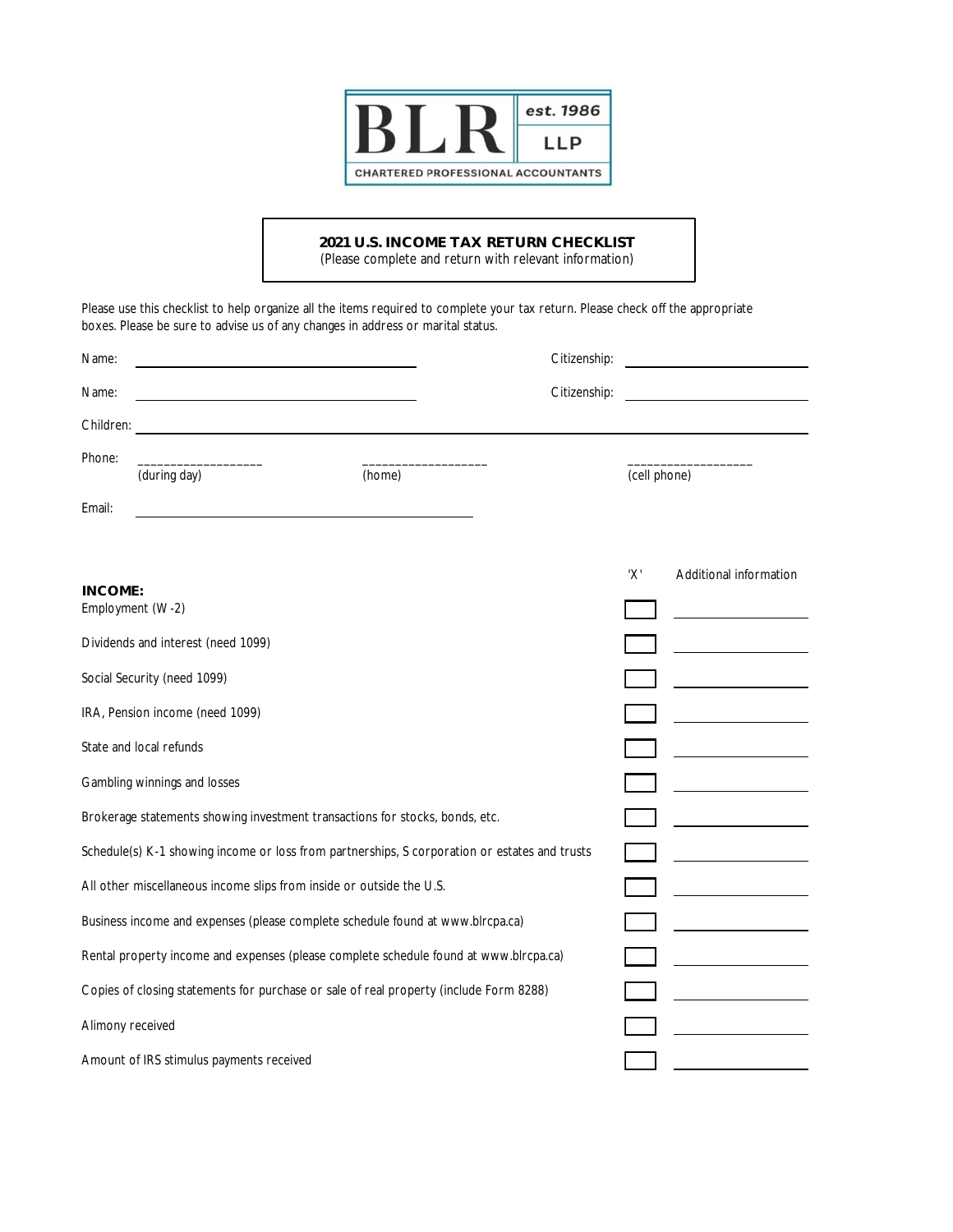**BLR** est. 1986 LLP

CHARTERED PROFESSIONAL ACCOUNTANTS

## 2021 U.S. INCOME TAX RETURN CHECKLIST

(Please complete and return with relevant information)

Please use this checklist to help organize all the items required to complete your tax return. Please check off the appropriate boxes. Please be sure to advise us of any changes in address or marital status.

Name: ______________________________ Citizenship: ____________________

Name: ______________________________ Citizenship: ____________________

Children: ____________________________________________________________

Phone: ___________________ (during day) ___________________ (home) ___________________ (cell phone)

Email: ______________________________

| INCOME: | 'X' | Additional information |
|---|---|---|
| Employment (W-2) | ☐ | |
| Dividends and interest (need 1099) | ☐ | |
| Social Security (need 1099) | ☐ | |
| IRA, Pension income (need 1099) | ☐ | |
| State and local refunds | ☐ | |
| Gambling winnings and losses | ☐ | |
| Brokerage statements showing investment transactions for stocks, bonds, etc. | ☐ | |
| Schedule(s) K-1 showing income or loss from partnerships, S corporation or estates and trusts | ☐ | |
| All other miscellaneous income slips from inside or outside the U.S. | ☐ | |
| Business income and expenses (please complete schedule found at www.blrcpa.ca) | ☐ | |
| Rental property income and expenses (please complete schedule found at www.blrcpa.ca) | ☐ | |
| Copies of closing statements for purchase or sale of real property (include Form 8288) | ☐ | |
| Alimony received | ☐ | |
| Amount of IRS stimulus payments received | ☐ | |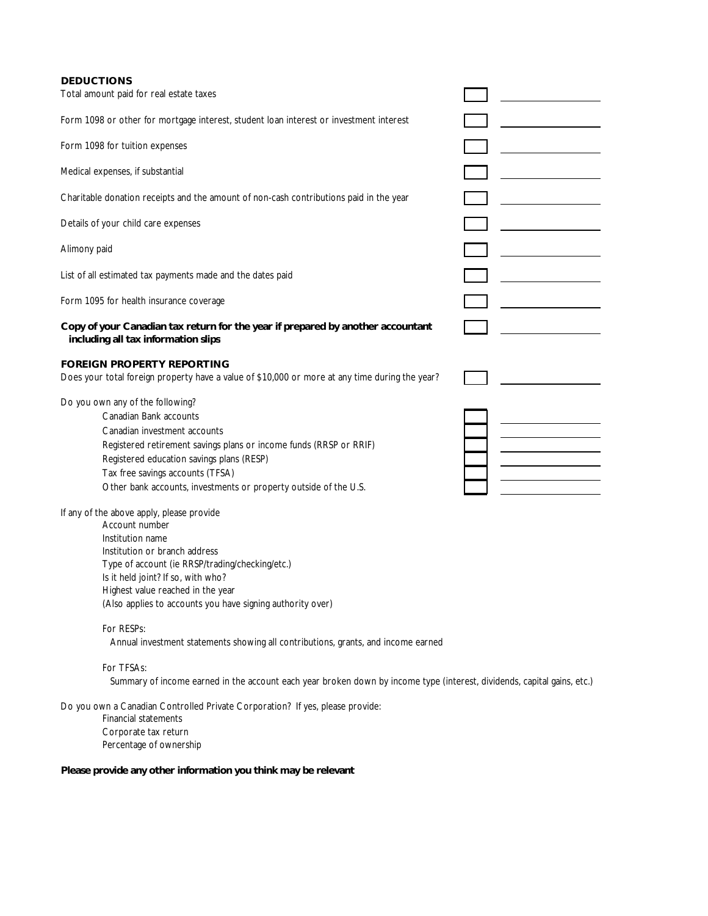**DEDUCTIONS**

Total amount paid for real estate taxes

Form 1098 or other for mortgage interest, student loan interest or investment interest

Form 1098 for tuition expenses

Medical expenses, if substantial

Charitable donation receipts and the amount of non-cash contributions paid in the year

Details of your child care expenses

Alimony paid

List of all estimated tax payments made and the dates paid

Form 1095 for health insurance coverage

**Copy of your Canadian tax return for the year if prepared by another accountant including all tax information slips**

**FOREIGN PROPERTY REPORTING**

Does your total foreign property have a value of $10,000 or more at any time during the year?

Do you own any of the following?

- Canadian Bank accounts
- Canadian investment accounts
- Registered retirement savings plans or income funds (RRSP or RRIF)
- Registered education savings plans (RESP)
- Tax free savings accounts (TFSA)
- Other bank accounts, investments or property outside of the U.S.

If any of the above apply, please provide

- Account number
- Institution name
- Institution or branch address
- Type of account (ie RRSP/trading/checking/etc.)
- Is it held joint? If so, with who?
- Highest value reached in the year
- (Also applies to accounts you have signing authority over)

For RESPs:
Annual investment statements showing all contributions, grants, and income earned

For TFSAs:
Summary of income earned in the account each year broken down by income type (interest, dividends, capital gains, etc.)

Do you own a Canadian Controlled Private Corporation? If yes, please provide:

- Financial statements
- Corporate tax return
- Percentage of ownership

**Please provide any other information you think may be relevant**